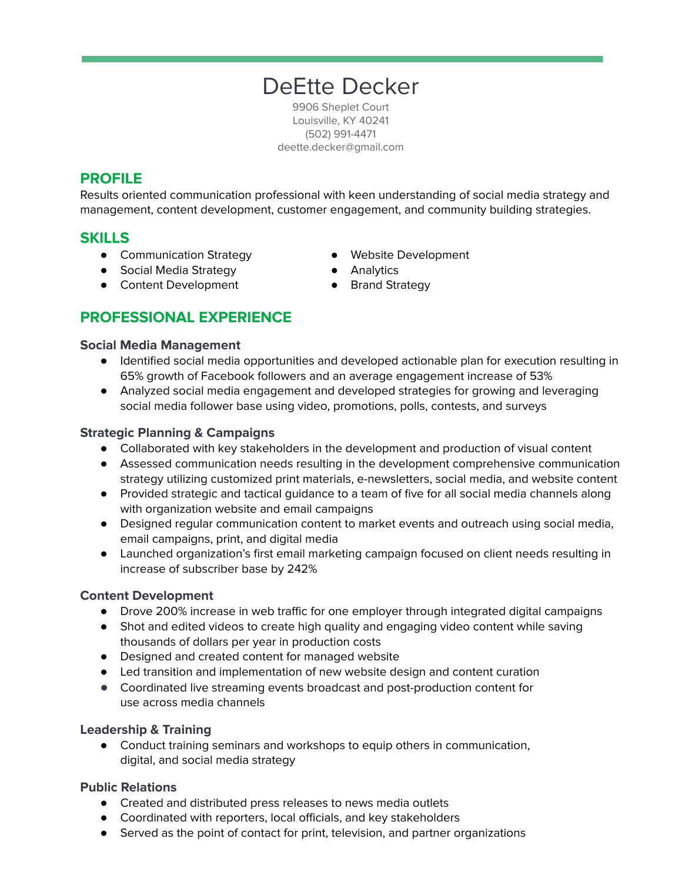# DeEtte Decker

9906 Sheplet Court
Louisville, KY 40241
(502) 991-4471
deette.decker@gmail.com

## PROFILE

Results oriented communication professional with keen understanding of social media strategy and management, content development, customer engagement, and community building strategies.

## SKILLS

- Communication Strategy
- Social Media Strategy
- Content Development
- Website Development
- Analytics
- Brand Strategy

## PROFESSIONAL EXPERIENCE

### Social Media Management

- Identified social media opportunities and developed actionable plan for execution resulting in 65% growth of Facebook followers and an average engagement increase of 53%
- Analyzed social media engagement and developed strategies for growing and leveraging social media follower base using video, promotions, polls, contests, and surveys

### Strategic Planning & Campaigns

- Collaborated with key stakeholders in the development and production of visual content
- Assessed communication needs resulting in the development comprehensive communication strategy utilizing customized print materials, e-newsletters, social media, and website content
- Provided strategic and tactical guidance to a team of five for all social media channels along with organization website and email campaigns
- Designed regular communication content to market events and outreach using social media, email campaigns, print, and digital media
- Launched organization's first email marketing campaign focused on client needs resulting in increase of subscriber base by 242%

### Content Development

- Drove 200% increase in web traffic for one employer through integrated digital campaigns
- Shot and edited videos to create high quality and engaging video content while saving thousands of dollars per year in production costs
- Designed and created content for managed website
- Led transition and implementation of new website design and content curation
- Coordinated live streaming events broadcast and post-production content for use across media channels

### Leadership & Training

- Conduct training seminars and workshops to equip others in communication, digital, and social media strategy

### Public Relations

- Created and distributed press releases to news media outlets
- Coordinated with reporters, local officials, and key stakeholders
- Served as the point of contact for print, television, and partner organizations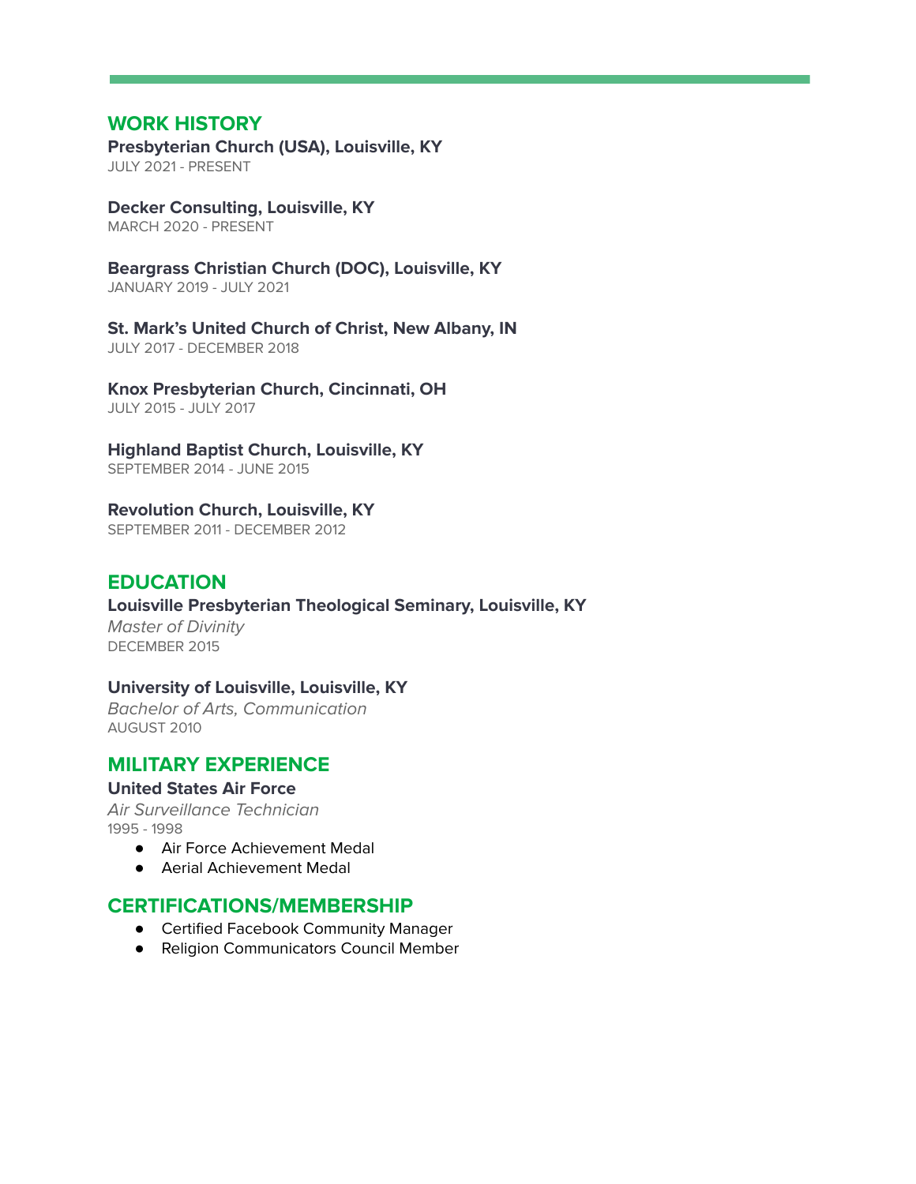## WORK HISTORY

**Presbyterian Church (USA), Louisville, KY**
JULY 2021 - PRESENT

**Decker Consulting, Louisville, KY**
MARCH 2020 - PRESENT

**Beargrass Christian Church (DOC), Louisville, KY**
JANUARY 2019 - JULY 2021

**St. Mark's United Church of Christ, New Albany, IN**
JULY 2017 - DECEMBER 2018

**Knox Presbyterian Church, Cincinnati, OH**
JULY 2015 - JULY 2017

**Highland Baptist Church, Louisville, KY**
SEPTEMBER 2014 - JUNE 2015

**Revolution Church, Louisville, KY**
SEPTEMBER 2011 - DECEMBER 2012

## EDUCATION

**Louisville Presbyterian Theological Seminary, Louisville, KY**
*Master of Divinity*
DECEMBER 2015

**University of Louisville, Louisville, KY**
*Bachelor of Arts, Communication*
AUGUST 2010

## MILITARY EXPERIENCE

**United States Air Force**
*Air Surveillance Technician*
1995 - 1998

- Air Force Achievement Medal
- Aerial Achievement Medal

## CERTIFICATIONS/MEMBERSHIP

- Certified Facebook Community Manager
- Religion Communicators Council Member